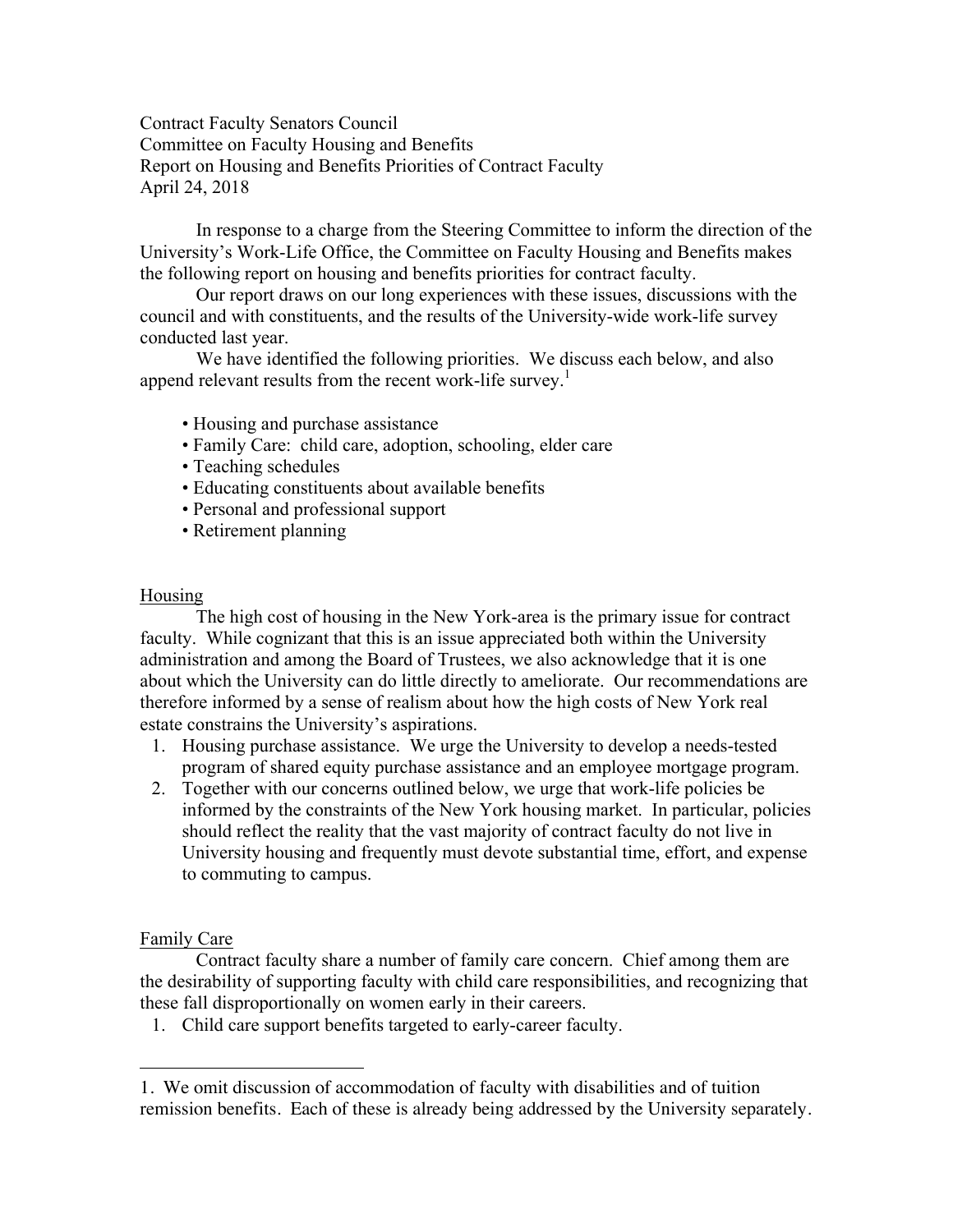Contract Faculty Senators Council
Committee on Faculty Housing and Benefits
Report on Housing and Benefits Priorities of Contract Faculty
April 24, 2018

In response to a charge from the Steering Committee to inform the direction of the University's Work-Life Office, the Committee on Faculty Housing and Benefits makes the following report on housing and benefits priorities for contract faculty.

Our report draws on our long experiences with these issues, discussions with the council and with constituents, and the results of the University-wide work-life survey conducted last year.

We have identified the following priorities. We discuss each below, and also append relevant results from the recent work-life survey.[1]

- Housing and purchase assistance
- Family Care: child care, adoption, schooling, elder care
- Teaching schedules
- Educating constituents about available benefits
- Personal and professional support
- Retirement planning

## Housing

The high cost of housing in the New York-area is the primary issue for contract faculty. While cognizant that this is an issue appreciated both within the University administration and among the Board of Trustees, we also acknowledge that it is one about which the University can do little directly to ameliorate. Our recommendations are therefore informed by a sense of realism about how the high costs of New York real estate constrains the University's aspirations.

1. Housing purchase assistance. We urge the University to develop a needs-tested program of shared equity purchase assistance and an employee mortgage program.
2. Together with our concerns outlined below, we urge that work-life policies be informed by the constraints of the New York housing market. In particular, policies should reflect the reality that the vast majority of contract faculty do not live in University housing and frequently must devote substantial time, effort, and expense to commuting to campus.

## Family Care

Contract faculty share a number of family care concern. Chief among them are the desirability of supporting faculty with child care responsibilities, and recognizing that these fall disproportionally on women early in their careers.

1. Child care support benefits targeted to early-career faculty.

---

1. We omit discussion of accommodation of faculty with disabilities and of tuition remission benefits. Each of these is already being addressed by the University separately.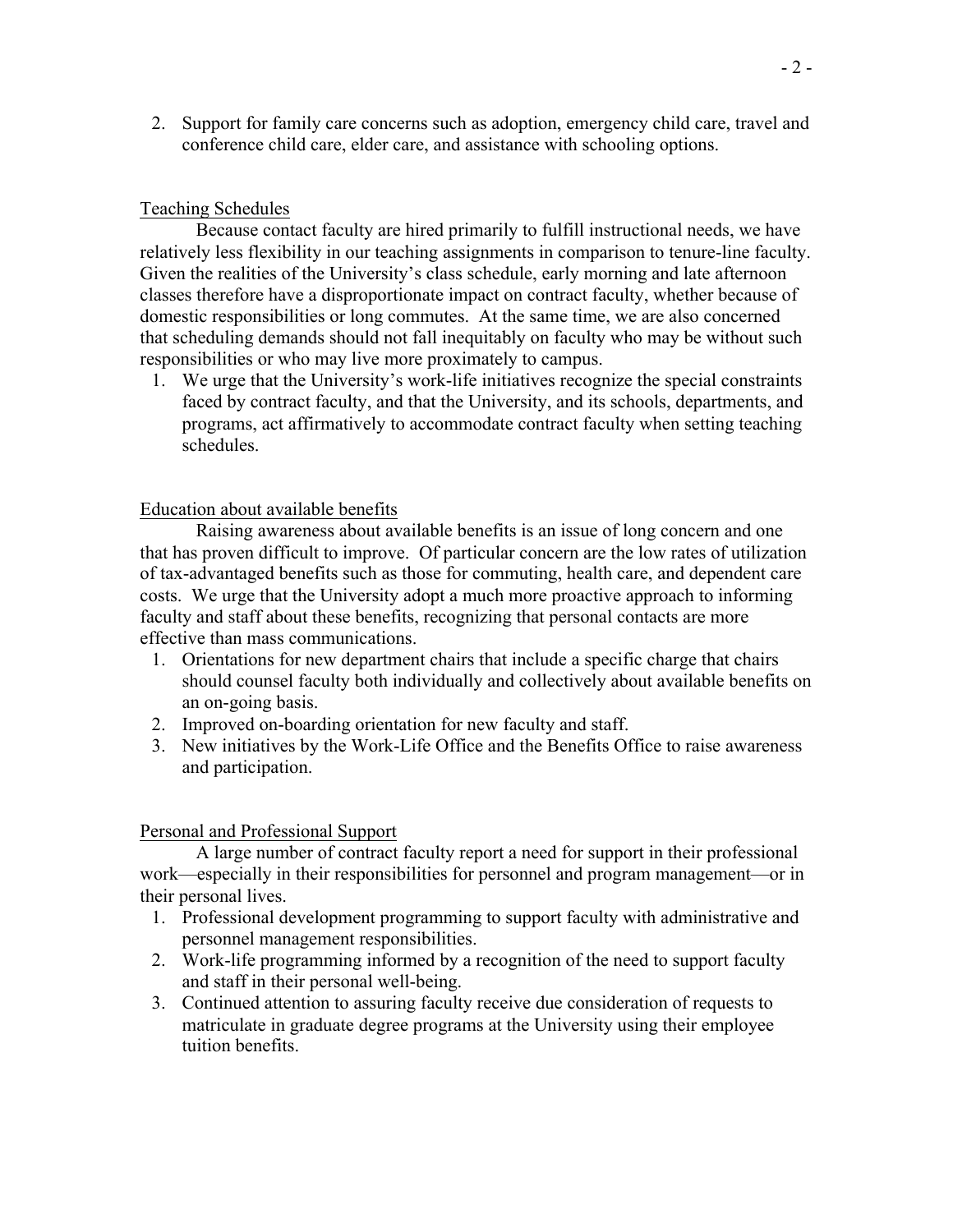2. Support for family care concerns such as adoption, emergency child care, travel and conference child care, elder care, and assistance with schooling options.

Teaching Schedules

Because contact faculty are hired primarily to fulfill instructional needs, we have relatively less flexibility in our teaching assignments in comparison to tenure-line faculty. Given the realities of the University's class schedule, early morning and late afternoon classes therefore have a disproportionate impact on contract faculty, whether because of domestic responsibilities or long commutes. At the same time, we are also concerned that scheduling demands should not fall inequitably on faculty who may be without such responsibilities or who may live more proximately to campus.

1. We urge that the University's work-life initiatives recognize the special constraints faced by contract faculty, and that the University, and its schools, departments, and programs, act affirmatively to accommodate contract faculty when setting teaching schedules.

Education about available benefits

Raising awareness about available benefits is an issue of long concern and one that has proven difficult to improve. Of particular concern are the low rates of utilization of tax-advantaged benefits such as those for commuting, health care, and dependent care costs. We urge that the University adopt a much more proactive approach to informing faculty and staff about these benefits, recognizing that personal contacts are more effective than mass communications.

1. Orientations for new department chairs that include a specific charge that chairs should counsel faculty both individually and collectively about available benefits on an on-going basis.
2. Improved on-boarding orientation for new faculty and staff.
3. New initiatives by the Work-Life Office and the Benefits Office to raise awareness and participation.

Personal and Professional Support

A large number of contract faculty report a need for support in their professional work—especially in their responsibilities for personnel and program management—or in their personal lives.

1. Professional development programming to support faculty with administrative and personnel management responsibilities.
2. Work-life programming informed by a recognition of the need to support faculty and staff in their personal well-being.
3. Continued attention to assuring faculty receive due consideration of requests to matriculate in graduate degree programs at the University using their employee tuition benefits.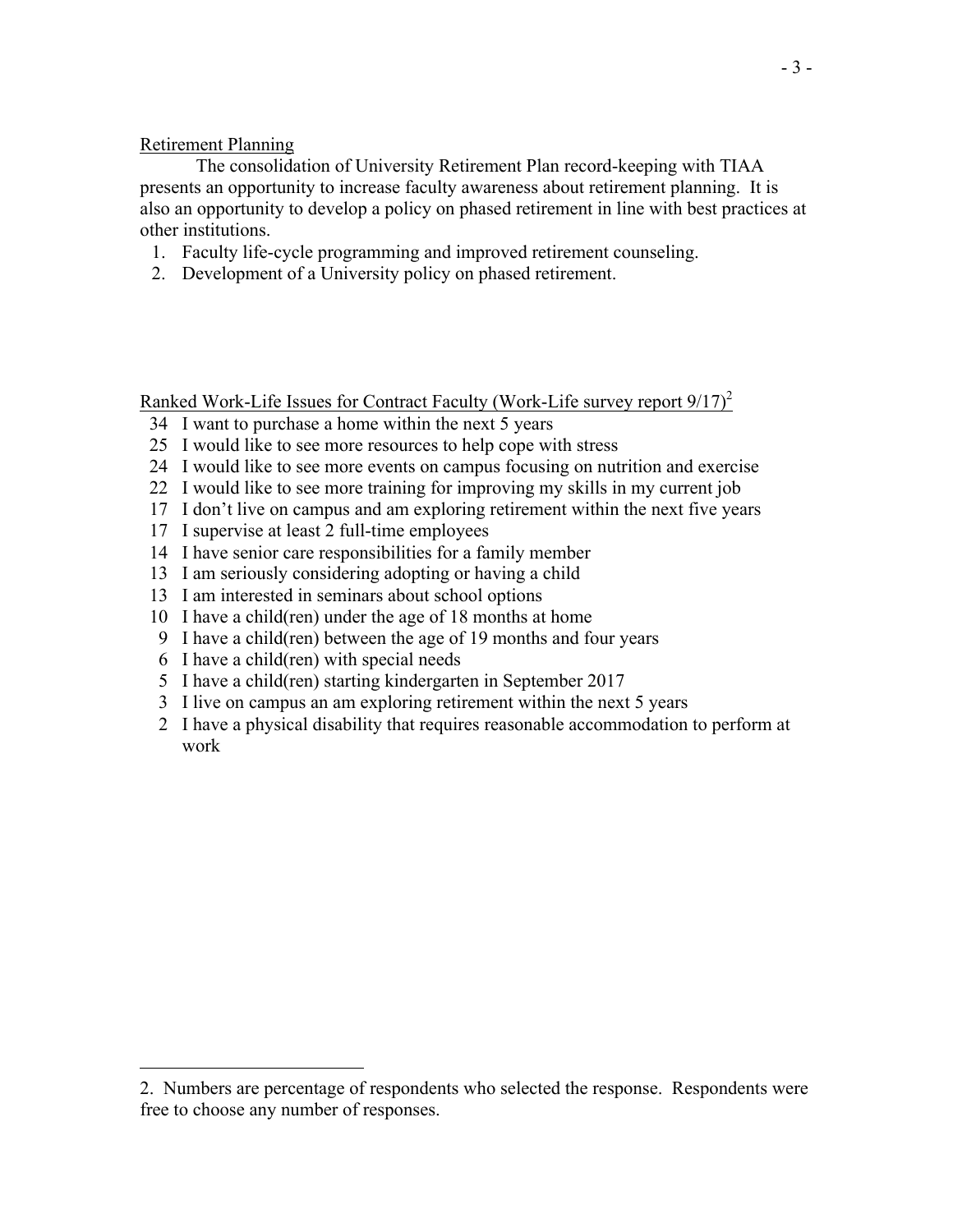Retirement Planning

The consolidation of University Retirement Plan record-keeping with TIAA presents an opportunity to increase faculty awareness about retirement planning. It is also an opportunity to develop a policy on phased retirement in line with best practices at other institutions.

1. Faculty life-cycle programming and improved retirement counseling.
2. Development of a University policy on phased retirement.

Ranked Work-Life Issues for Contract Faculty (Work-Life survey report 9/17)[2]

| | |
|---|---|
| 34 | I want to purchase a home within the next 5 years |
| 25 | I would like to see more resources to help cope with stress |
| 24 | I would like to see more events on campus focusing on nutrition and exercise |
| 22 | I would like to see more training for improving my skills in my current job |
| 17 | I don't live on campus and am exploring retirement within the next five years |
| 17 | I supervise at least 2 full-time employees |
| 14 | I have senior care responsibilities for a family member |
| 13 | I am seriously considering adopting or having a child |
| 13 | I am interested in seminars about school options |
| 10 | I have a child(ren) under the age of 18 months at home |
| 9 | I have a child(ren) between the age of 19 months and four years |
| 6 | I have a child(ren) with special needs |
| 5 | I have a child(ren) starting kindergarten in September 2017 |
| 3 | I live on campus an am exploring retirement within the next 5 years |
| 2 | I have a physical disability that requires reasonable accommodation to perform at work |

2. Numbers are percentage of respondents who selected the response. Respondents were free to choose any number of responses.